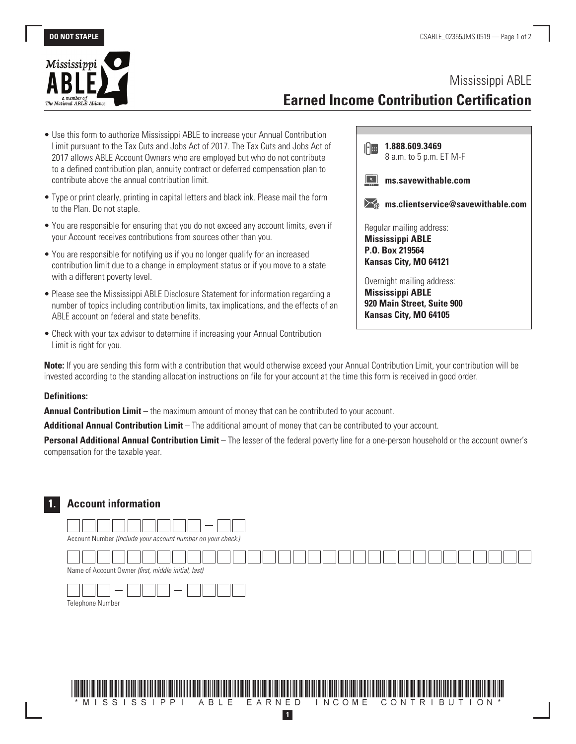DO NOT STAPLE

# Mississippi ABLE
## Earned Income Contribution Certification

- Use this form to authorize Mississippi ABLE to increase your Annual Contribution Limit pursuant to the Tax Cuts and Jobs Act of 2017. The Tax Cuts and Jobs Act of 2017 allows ABLE Account Owners who are employed but who do not contribute to a defined contribution plan, annuity contract or deferred compensation plan to contribute above the annual contribution limit.
- Type or print clearly, printing in capital letters and black ink. Please mail the form to the Plan. Do not staple.
- You are responsible for ensuring that you do not exceed any account limits, even if your Account receives contributions from sources other than you.
- You are responsible for notifying us if you no longer qualify for an increased contribution limit due to a change in employment status or if you move to a state with a different poverty level.
- Please see the Mississippi ABLE Disclosure Statement for information regarding a number of topics including contribution limits, tax implications, and the effects of an ABLE account on federal and state benefits.
- Check with your tax advisor to determine if increasing your Annual Contribution Limit is right for you.

**1.888.609.3469**
8 a.m. to 5 p.m. ET M-F

**ms.savewithable.com**

**ms.clientservice@savewithable.com**

Regular mailing address:
**Mississippi ABLE**
**P.O. Box 219564**
**Kansas City, MO 64121**

Overnight mailing address:
**Mississippi ABLE**
**920 Main Street, Suite 900**
**Kansas City, MO 64105**

**Note:** If you are sending this form with a contribution that would otherwise exceed your Annual Contribution Limit, your contribution will be invested according to the standing allocation instructions on file for your account at the time this form is received in good order.

**Definitions:**

**Annual Contribution Limit** – the maximum amount of money that can be contributed to your account.

**Additional Annual Contribution Limit** – The additional amount of money that can be contributed to your account.

**Personal Additional Annual Contribution Limit** – The lesser of the federal poverty line for a one-person household or the account owner's compensation for the taxable year.

## 1. Account information

Account Number *(Include your account number on your check.)*

Name of Account Owner *(first, middle initial, last)*

Telephone Number

*MISSISSIPPI ABLE EARNED INCOME CONTRIBUTION*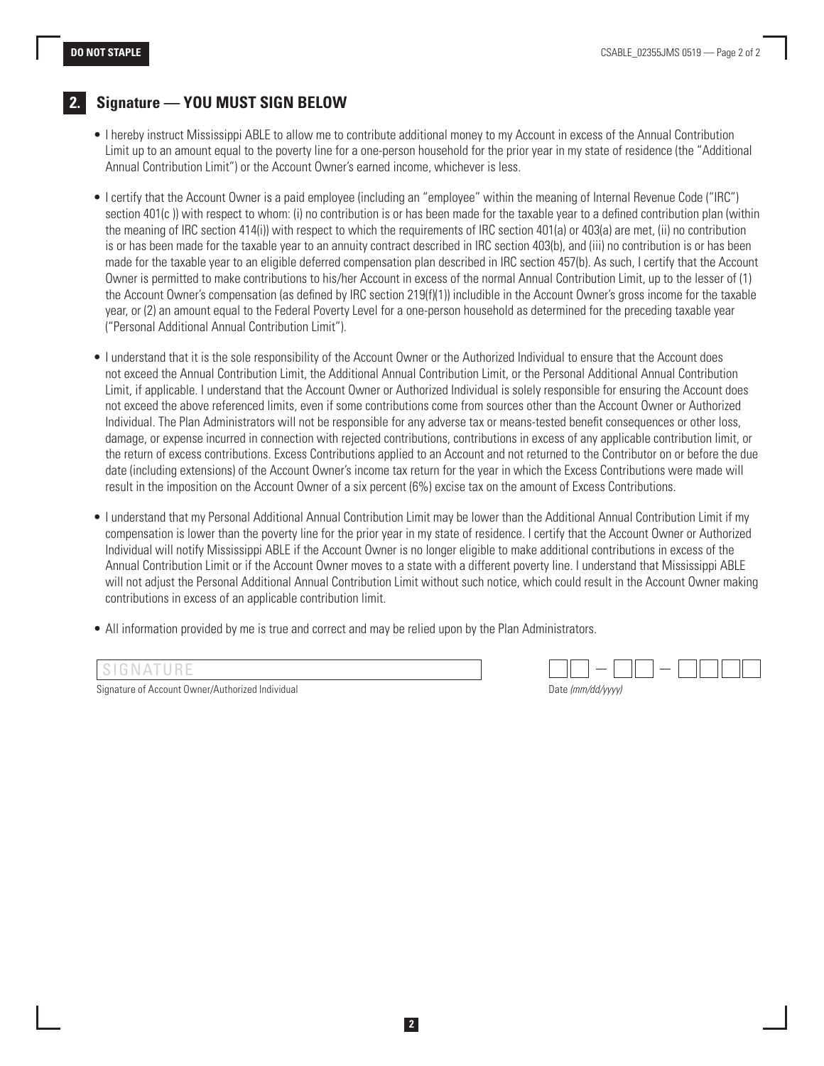**DO NOT STAPLE**

## 2. Signature — YOU MUST SIGN BELOW

- I hereby instruct Mississippi ABLE to allow me to contribute additional money to my Account in excess of the Annual Contribution Limit up to an amount equal to the poverty line for a one-person household for the prior year in my state of residence (the "Additional Annual Contribution Limit") or the Account Owner's earned income, whichever is less.

- I certify that the Account Owner is a paid employee (including an "employee" within the meaning of Internal Revenue Code ("IRC") section 401(c )) with respect to whom: (i) no contribution is or has been made for the taxable year to a defined contribution plan (within the meaning of IRC section 414(i)) with respect to which the requirements of IRC section 401(a) or 403(a) are met, (ii) no contribution is or has been made for the taxable year to an annuity contract described in IRC section 403(b), and (iii) no contribution is or has been made for the taxable year to an eligible deferred compensation plan described in IRC section 457(b). As such, I certify that the Account Owner is permitted to make contributions to his/her Account in excess of the normal Annual Contribution Limit, up to the lesser of (1) the Account Owner's compensation (as defined by IRC section 219(f)(1)) includible in the Account Owner's gross income for the taxable year, or (2) an amount equal to the Federal Poverty Level for a one-person household as determined for the preceding taxable year ("Personal Additional Annual Contribution Limit").

- I understand that it is the sole responsibility of the Account Owner or the Authorized Individual to ensure that the Account does not exceed the Annual Contribution Limit, the Additional Annual Contribution Limit, or the Personal Additional Annual Contribution Limit, if applicable. I understand that the Account Owner or Authorized Individual is solely responsible for ensuring the Account does not exceed the above referenced limits, even if some contributions come from sources other than the Account Owner or Authorized Individual. The Plan Administrators will not be responsible for any adverse tax or means-tested benefit consequences or other loss, damage, or expense incurred in connection with rejected contributions, contributions in excess of any applicable contribution limit, or the return of excess contributions. Excess Contributions applied to an Account and not returned to the Contributor on or before the due date (including extensions) of the Account Owner's income tax return for the year in which the Excess Contributions were made will result in the imposition on the Account Owner of a six percent (6%) excise tax on the amount of Excess Contributions.

- I understand that my Personal Additional Annual Contribution Limit may be lower than the Additional Annual Contribution Limit if my compensation is lower than the poverty line for the prior year in my state of residence. I certify that the Account Owner or Authorized Individual will notify Mississippi ABLE if the Account Owner is no longer eligible to make additional contributions in excess of the Annual Contribution Limit or if the Account Owner moves to a state with a different poverty line. I understand that Mississippi ABLE will not adjust the Personal Additional Annual Contribution Limit without such notice, which could result in the Account Owner making contributions in excess of an applicable contribution limit.

- All information provided by me is true and correct and may be relied upon by the Plan Administrators.

SIGNATURE

Signature of Account Owner/Authorized Individual

Date *(mm/dd/yyyy)*